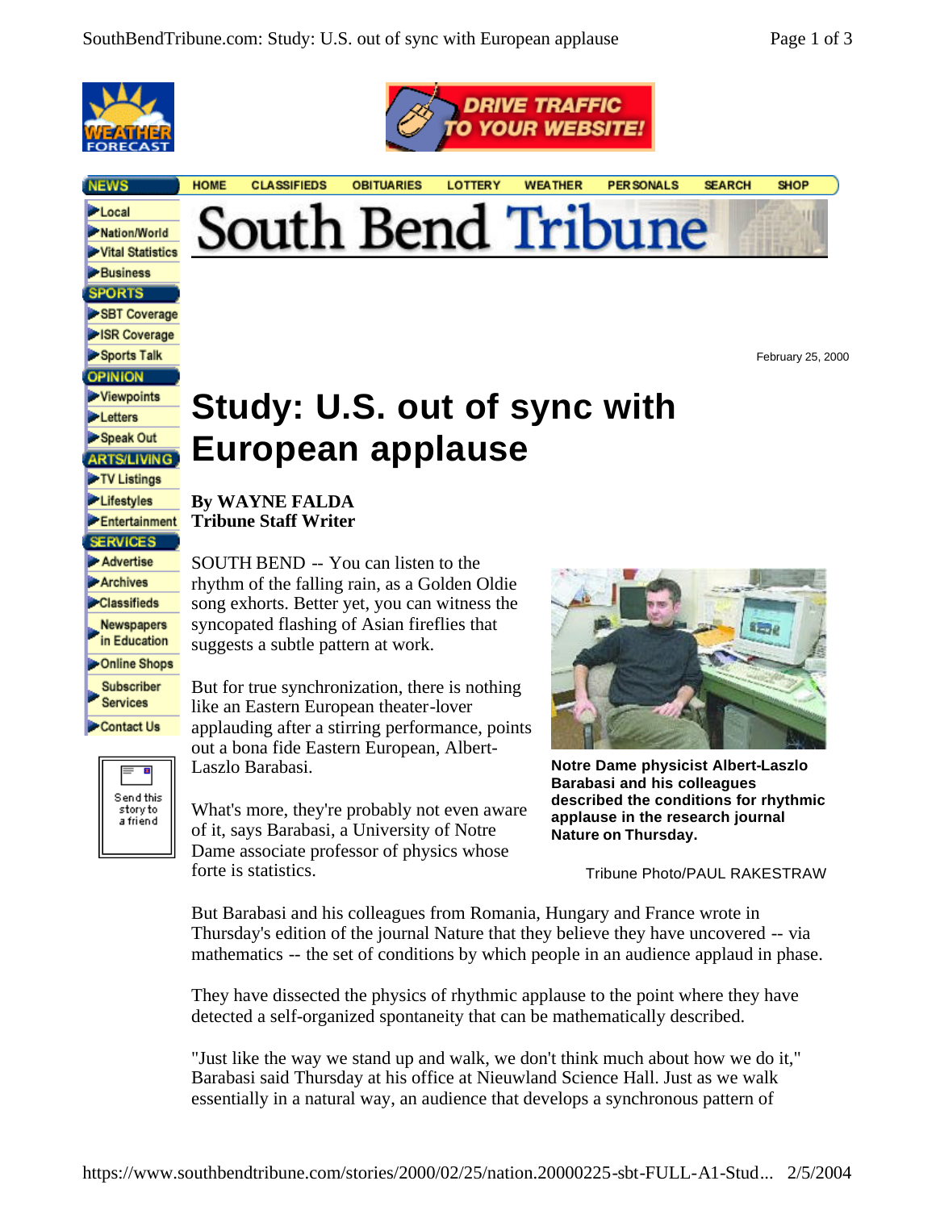February 25, 2000

# Study: U.S. out of sync with European applause

**By WAYNE FALDA**
**Tribune Staff Writer**

SOUTH BEND -- You can listen to the rhythm of the falling rain, as a Golden Oldie song exhorts. Better yet, you can witness the syncopated flashing of Asian fireflies that suggests a subtle pattern at work.

But for true synchronization, there is nothing like an Eastern European theater-lover applauding after a stirring performance, points out a bona fide Eastern European, Albert-Laszlo Barabasi.

What's more, they're probably not even aware of it, says Barabasi, a University of Notre Dame associate professor of physics whose forte is statistics.

**Notre Dame physicist Albert-Laszlo Barabasi and his colleagues described the conditions for rhythmic applause in the research journal Nature on Thursday.**

Tribune Photo/PAUL RAKESTRAW

But Barabasi and his colleagues from Romania, Hungary and France wrote in Thursday's edition of the journal Nature that they believe they have uncovered -- via mathematics -- the set of conditions by which people in an audience applaud in phase.

They have dissected the physics of rhythmic applause to the point where they have detected a self-organized spontaneity that can be mathematically described.

"Just like the way we stand up and walk, we don't think much about how we do it," Barabasi said Thursday at his office at Nieuwland Science Hall. Just as we walk essentially in a natural way, an audience that develops a synchronous pattern of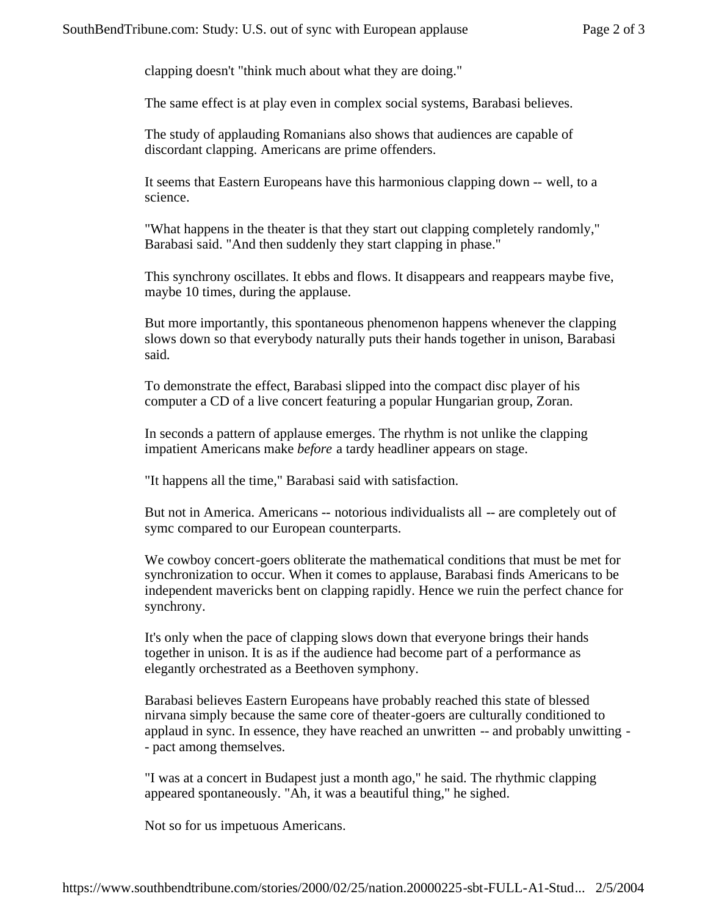clapping doesn't "think much about what they are doing."

The same effect is at play even in complex social systems, Barabasi believes.

The study of applauding Romanians also shows that audiences are capable of discordant clapping. Americans are prime offenders.

It seems that Eastern Europeans have this harmonious clapping down -- well, to a science.

"What happens in the theater is that they start out clapping completely randomly," Barabasi said. "And then suddenly they start clapping in phase."

This synchrony oscillates. It ebbs and flows. It disappears and reappears maybe five, maybe 10 times, during the applause.

But more importantly, this spontaneous phenomenon happens whenever the clapping slows down so that everybody naturally puts their hands together in unison, Barabasi said.

To demonstrate the effect, Barabasi slipped into the compact disc player of his computer a CD of a live concert featuring a popular Hungarian group, Zoran.

In seconds a pattern of applause emerges. The rhythm is not unlike the clapping impatient Americans make *before* a tardy headliner appears on stage.

"It happens all the time," Barabasi said with satisfaction.

But not in America. Americans -- notorious individualists all -- are completely out of symc compared to our European counterparts.

We cowboy concert-goers obliterate the mathematical conditions that must be met for synchronization to occur. When it comes to applause, Barabasi finds Americans to be independent mavericks bent on clapping rapidly. Hence we ruin the perfect chance for synchrony.

It's only when the pace of clapping slows down that everyone brings their hands together in unison. It is as if the audience had become part of a performance as elegantly orchestrated as a Beethoven symphony.

Barabasi believes Eastern Europeans have probably reached this state of blessed nirvana simply because the same core of theater-goers are culturally conditioned to applaud in sync. In essence, they have reached an unwritten -- and probably unwitting -- pact among themselves.

"I was at a concert in Budapest just a month ago," he said. The rhythmic clapping appeared spontaneously. "Ah, it was a beautiful thing," he sighed.

Not so for us impetuous Americans.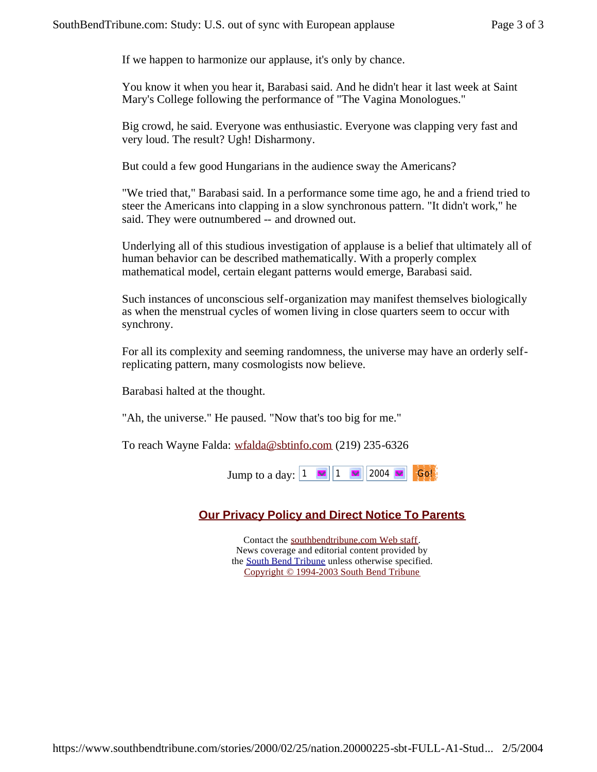If we happen to harmonize our applause, it's only by chance.

You know it when you hear it, Barabasi said. And he didn't hear it last week at Saint Mary's College following the performance of "The Vagina Monologues."

Big crowd, he said. Everyone was enthusiastic. Everyone was clapping very fast and very loud. The result? Ugh! Disharmony.

But could a few good Hungarians in the audience sway the Americans?

"We tried that," Barabasi said. In a performance some time ago, he and a friend tried to steer the Americans into clapping in a slow synchronous pattern. "It didn't work," he said. They were outnumbered -- and drowned out.

Underlying all of this studious investigation of applause is a belief that ultimately all of human behavior can be described mathematically. With a properly complex mathematical model, certain elegant patterns would emerge, Barabasi said.

Such instances of unconscious self-organization may manifest themselves biologically as when the menstrual cycles of women living in close quarters seem to occur with synchrony.

For all its complexity and seeming randomness, the universe may have an orderly self-replicating pattern, many cosmologists now believe.

Barabasi halted at the thought.

"Ah, the universe." He paused. "Now that's too big for me."

To reach Wayne Falda: wfalda@sbtinfo.com (219) 235-6326

Jump to a day: 1 1 2004 Go!

**Our Privacy Policy and Direct Notice To Parents**

Contact the southbendtribune.com Web staff.
News coverage and editorial content provided by the South Bend Tribune unless otherwise specified.
Copyright © 1994-2003 South Bend Tribune